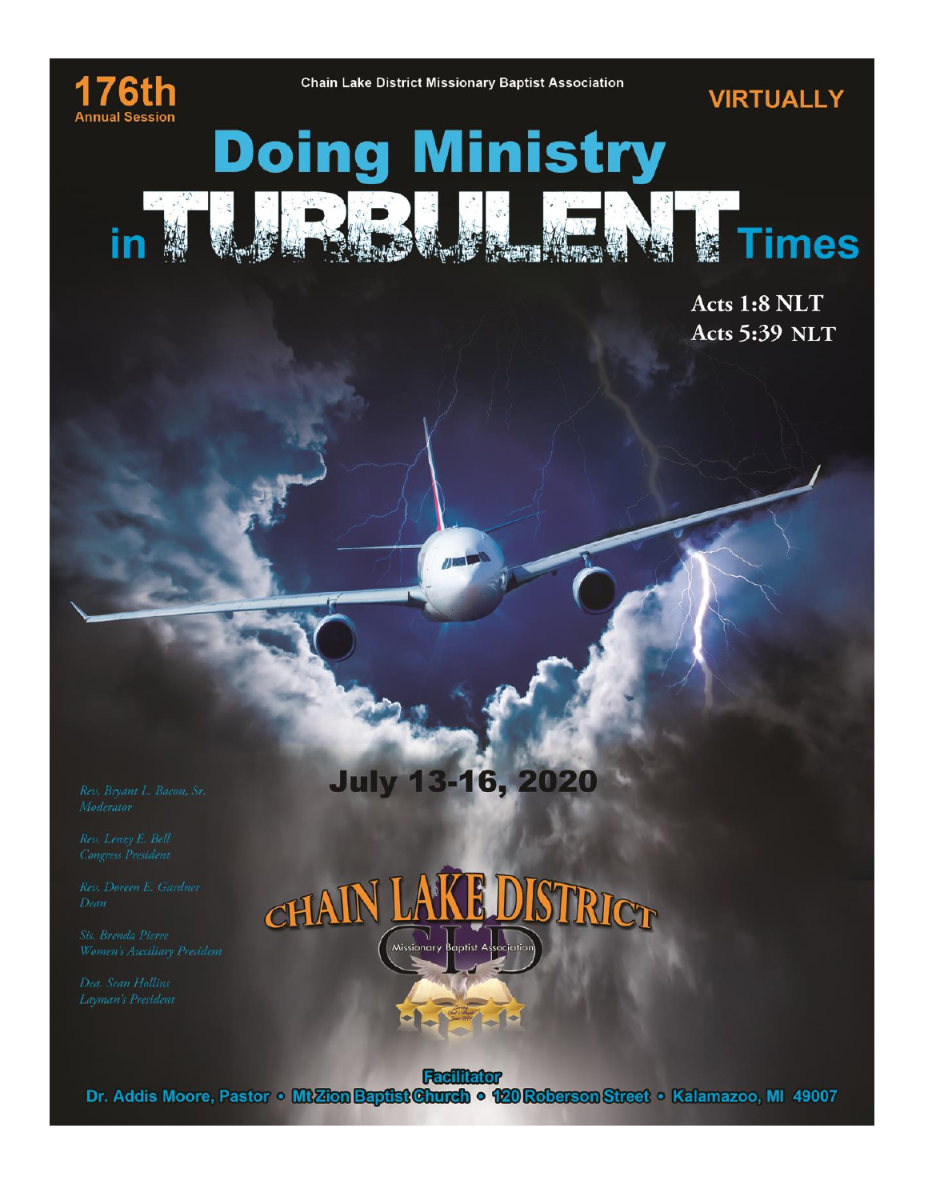**176th**
**Annual Session**

Chain Lake District Missionary Baptist Association

**VIRTUALLY**

# Doing Ministry in TURBULENT Times

**Acts 1:8 NLT**
**Acts 5:39 NLT**

## July 13-16, 2020

*Rev. Bryant L. Bacon, Sr.*
*Moderator*

*Rev. Lenzy E. Bell*
*Congress President*

*Rev. Doreen E. Gardner*
*Dean*

*Sis. Brenda Pierre*
*Women's Auxiliary President*

*Dea. Sean Hollins*
*Layman's President*

CHAIN LAKE DISTRICT
Missionary Baptist Association

**Facilitator**
**Dr. Addis Moore, Pastor • Mt Zion Baptist Church • 120 Roberson Street • Kalamazoo, MI 49007**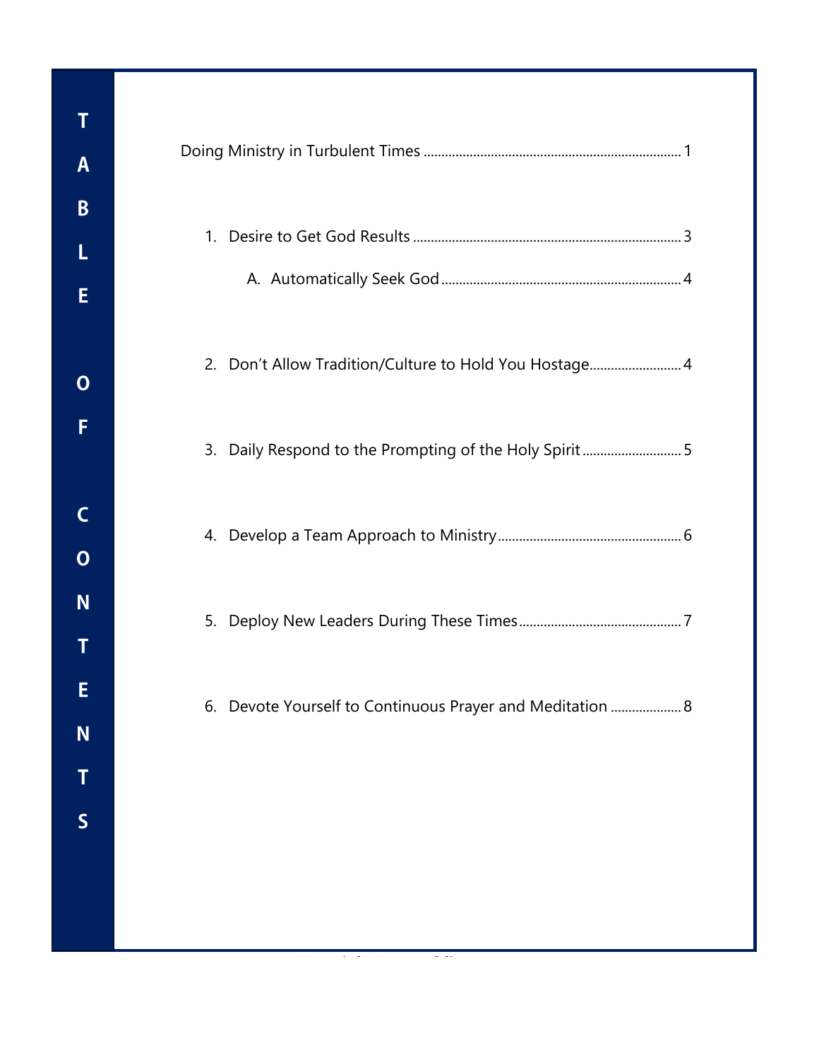# TABLE OF CONTENTS

Doing Ministry in Turbulent Times ........................................................................ 1

1. Desire to Get God Results ........................................................................... 3
   - A. Automatically Seek God ................................................................... 4
2. Don't Allow Tradition/Culture to Hold You Hostage.......................... 4
3. Daily Respond to the Prompting of the Holy Spirit ............................ 5
4. Develop a Team Approach to Ministry.................................................... 6
5. Deploy New Leaders During These Times.............................................. 7
6. Devote Yourself to Continuous Prayer and Meditation .................... 8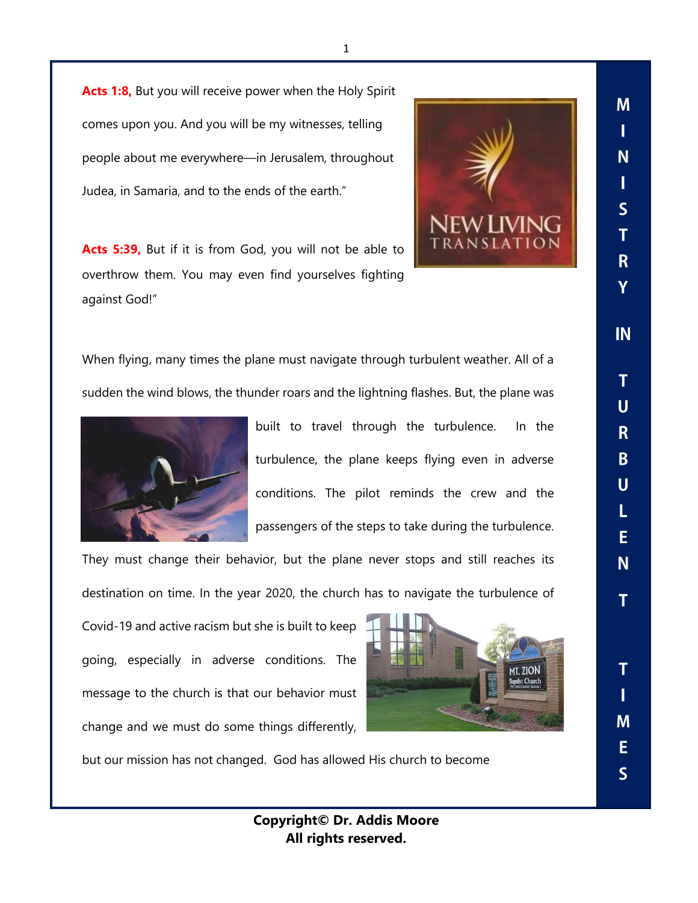**Acts 1:8,** But you will receive power when the Holy Spirit comes upon you. And you will be my witnesses, telling people about me everywhere—in Jerusalem, throughout Judea, in Samaria, and to the ends of the earth."

**Acts 5:39,** But if it is from God, you will not be able to overthrow them. You may even find yourselves fighting against God!"

When flying, many times the plane must navigate through turbulent weather. All of a sudden the wind blows, the thunder roars and the lightning flashes. But, the plane was built to travel through the turbulence. In the turbulence, the plane keeps flying even in adverse conditions. The pilot reminds the crew and the passengers of the steps to take during the turbulence. They must change their behavior, but the plane never stops and still reaches its destination on time. In the year 2020, the church has to navigate the turbulence of Covid-19 and active racism but she is built to keep going, especially in adverse conditions. The message to the church is that our behavior must change and we must do some things differently, but our mission has not changed. God has allowed His church to become

MINISTRY IN TURBULENT TIMES

**Copyright© Dr. Addis Moore**
**All rights reserved.**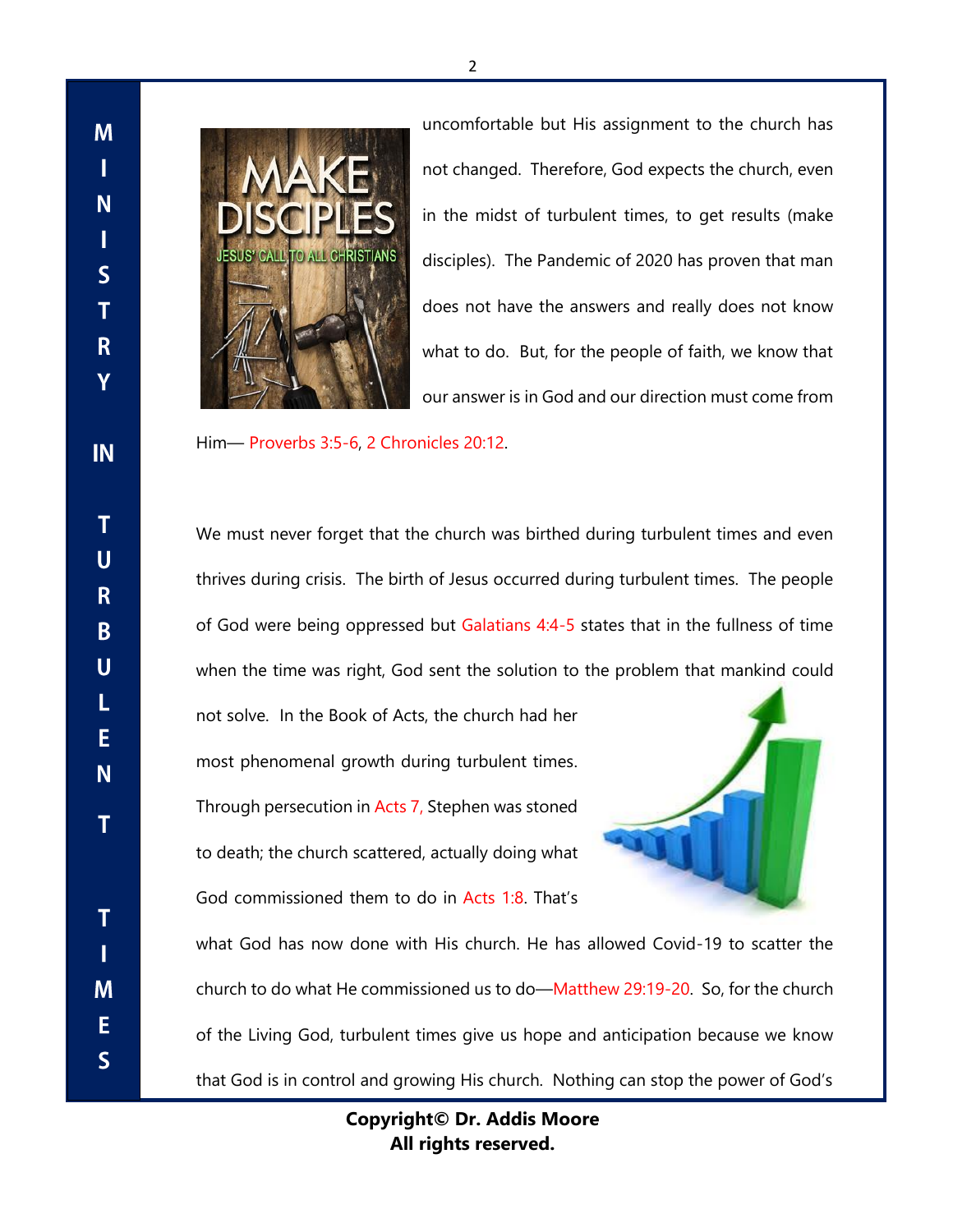uncomfortable but His assignment to the church has not changed. Therefore, God expects the church, even in the midst of turbulent times, to get results (make disciples). The Pandemic of 2020 has proven that man does not have the answers and really does not know what to do. But, for the people of faith, we know that our answer is in God and our direction must come from Him— Proverbs 3:5-6, 2 Chronicles 20:12.

We must never forget that the church was birthed during turbulent times and even thrives during crisis. The birth of Jesus occurred during turbulent times. The people of God were being oppressed but Galatians 4:4-5 states that in the fullness of time when the time was right, God sent the solution to the problem that mankind could not solve. In the Book of Acts, the church had her most phenomenal growth during turbulent times. Through persecution in Acts 7, Stephen was stoned to death; the church scattered, actually doing what God commissioned them to do in Acts 1:8. That's what God has now done with His church. He has allowed Covid-19 to scatter the church to do what He commissioned us to do—Matthew 29:19-20. So, for the church of the Living God, turbulent times give us hope and anticipation because we know that God is in control and growing His church. Nothing can stop the power of God's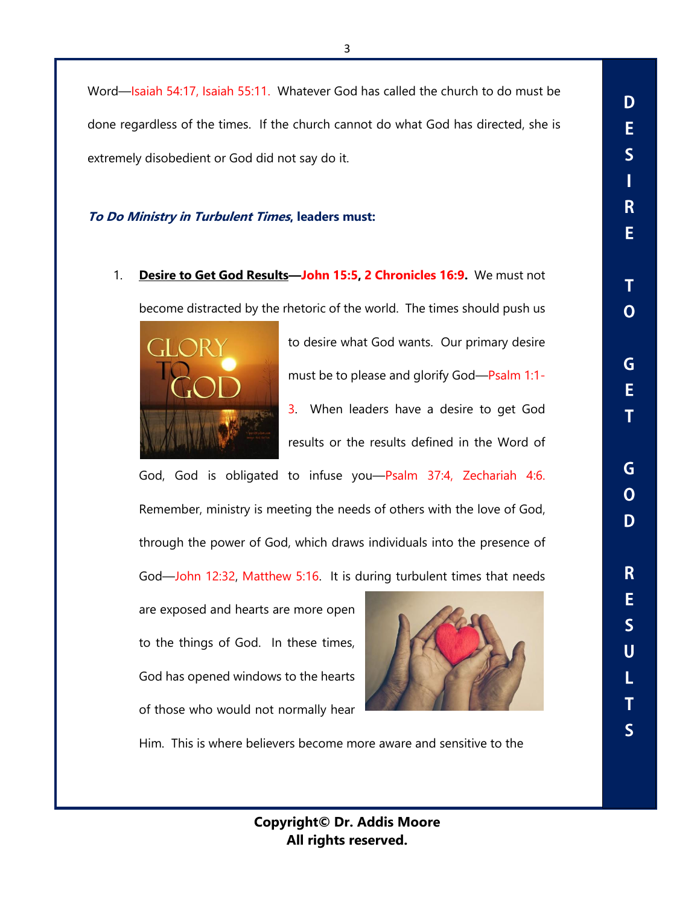Word—Isaiah 54:17, Isaiah 55:11. Whatever God has called the church to do must be done regardless of the times. If the church cannot do what God has directed, she is extremely disobedient or God did not say do it.

***To Do Ministry in Turbulent Times*, leaders must:**

1. **<u>Desire to Get God Results</u>—John 15:5, 2 Chronicles 16:9.** We must not become distracted by the rhetoric of the world. The times should push us to desire what God wants. Our primary desire must be to please and glorify God—Psalm 1:1-3. When leaders have a desire to get God results or the results defined in the Word of God, God is obligated to infuse you—Psalm 37:4, Zechariah 4:6. Remember, ministry is meeting the needs of others with the love of God, through the power of God, which draws individuals into the presence of God—John 12:32, Matthew 5:16. It is during turbulent times that needs are exposed and hearts are more open to the things of God. In these times, God has opened windows to the hearts of those who would not normally hear Him. This is where believers become more aware and sensitive to the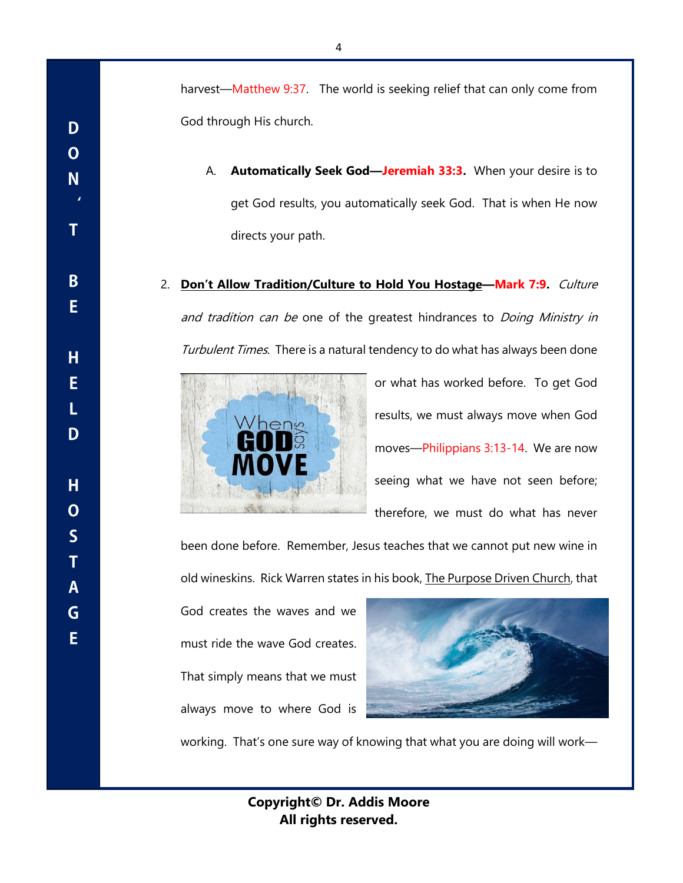harvest—Matthew 9:37. The world is seeking relief that can only come from God through His church.

A. **Automatically Seek God—Jeremiah 33:3.** When your desire is to get God results, you automatically seek God. That is when He now directs your path.

2. **Don't Allow Tradition/Culture to Hold You Hostage—Mark 7:9.** *Culture and tradition can be* one of the greatest hindrances to *Doing Ministry in Turbulent Times*. There is a natural tendency to do what has always been done or what has worked before. To get God results, we must always move when God moves—Philippians 3:13-14. We are now seeing what we have not seen before; therefore, we must do what has never been done before. Remember, Jesus teaches that we cannot put new wine in old wineskins. Rick Warren states in his book, The Purpose Driven Church, that God creates the waves and we must ride the wave God creates. That simply means that we must always move to where God is working. That's one sure way of knowing that what you are doing will work—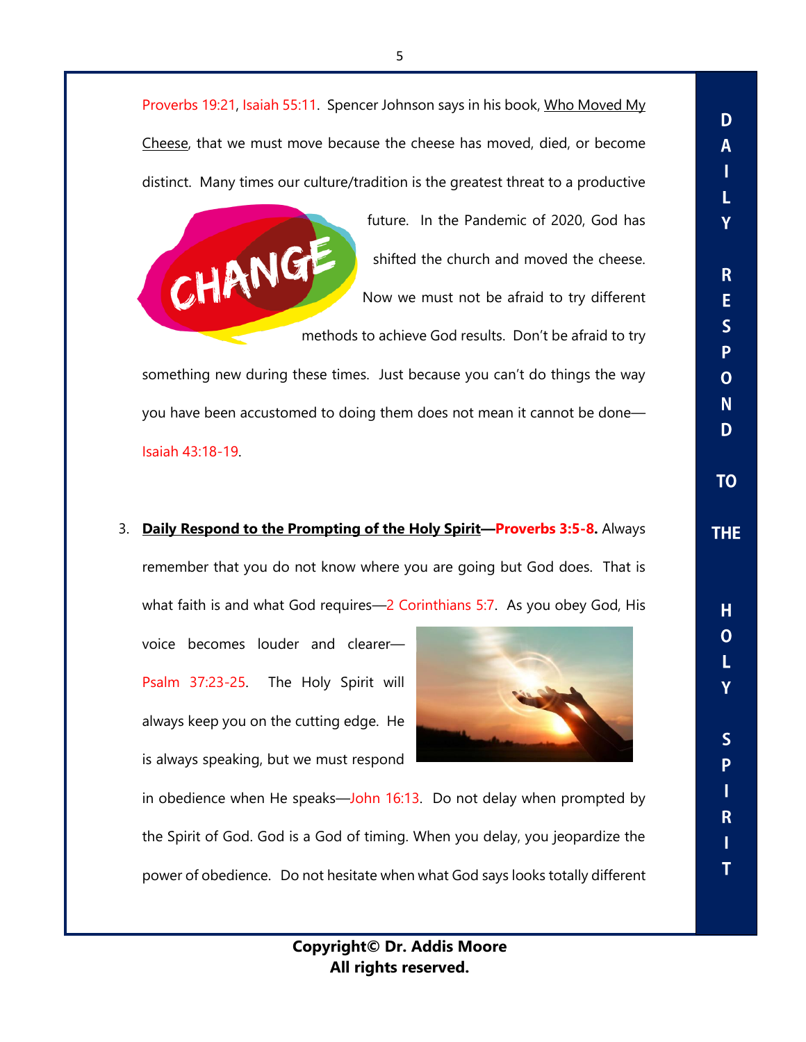Proverbs 19:21, Isaiah 55:11. Spencer Johnson says in his book, Who Moved My Cheese, that we must move because the cheese has moved, died, or become distinct. Many times our culture/tradition is the greatest threat to a productive future. In the Pandemic of 2020, God has shifted the church and moved the cheese. Now we must not be afraid to try different methods to achieve God results. Don't be afraid to try something new during these times. Just because you can't do things the way you have been accustomed to doing them does not mean it cannot be done—Isaiah 43:18-19.

3. **Daily Respond to the Prompting of the Holy Spirit—Proverbs 3:5-8.** Always remember that you do not know where you are going but God does. That is what faith is and what God requires—2 Corinthians 5:7. As you obey God, His voice becomes louder and clearer—Psalm 37:23-25. The Holy Spirit will always keep you on the cutting edge. He is always speaking, but we must respond in obedience when He speaks—John 16:13. Do not delay when prompted by the Spirit of God. God is a God of timing. When you delay, you jeopardize the power of obedience. Do not hesitate when what God says looks totally different

**DAILY RESPOND TO THE HOLY SPIRIT**

**Copyright© Dr. Addis Moore**
**All rights reserved.**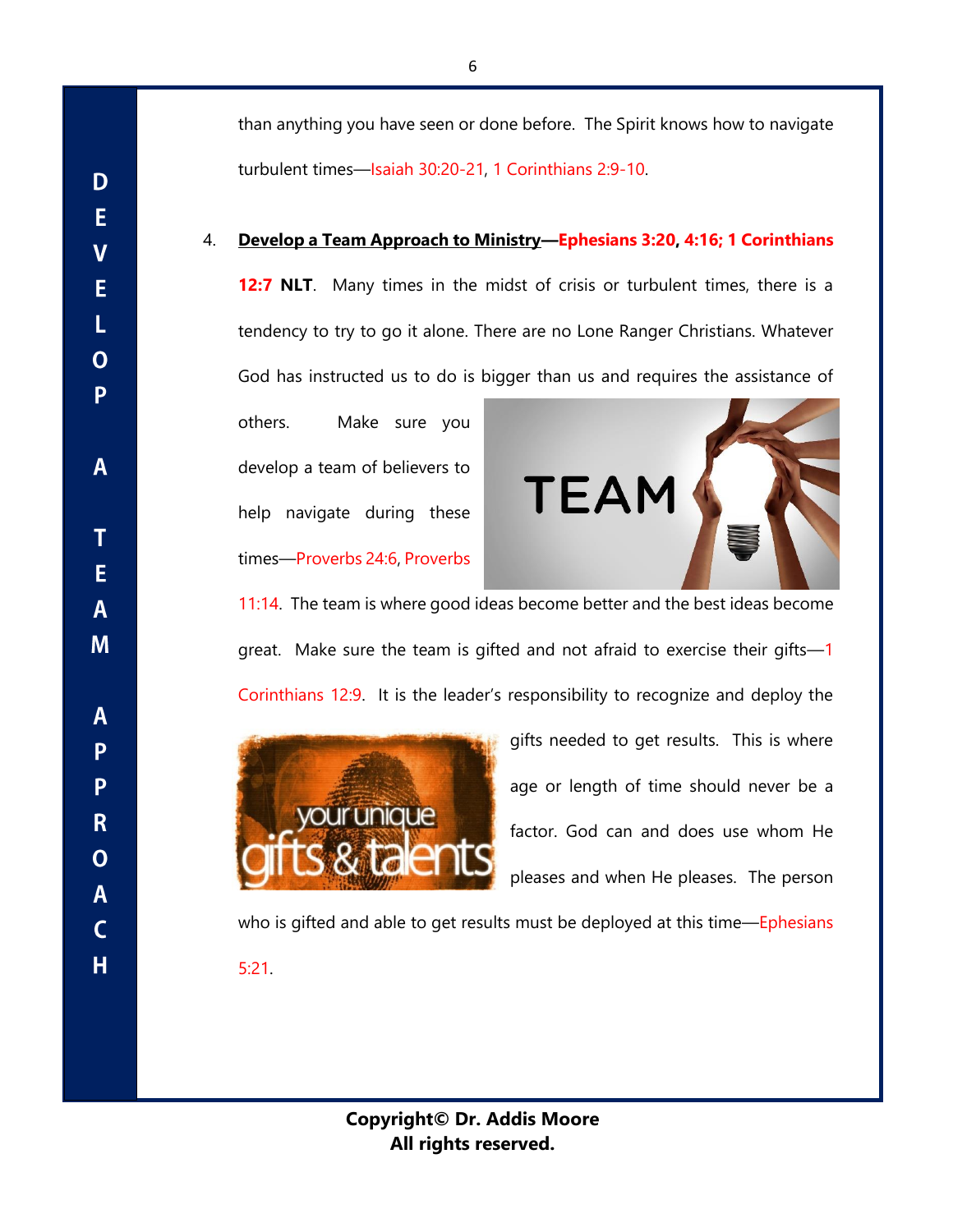than anything you have seen or done before. The Spirit knows how to navigate turbulent times—Isaiah 30:20-21, 1 Corinthians 2:9-10.

4. **Develop a Team Approach to Ministry—Ephesians 3:20, 4:16; 1 Corinthians 12:7 NLT**. Many times in the midst of crisis or turbulent times, there is a tendency to try to go it alone. There are no Lone Ranger Christians. Whatever God has instructed us to do is bigger than us and requires the assistance of others. Make sure you develop a team of believers to help navigate during these times—Proverbs 24:6, Proverbs 11:14. The team is where good ideas become better and the best ideas become great. Make sure the team is gifted and not afraid to exercise their gifts—1 Corinthians 12:9. It is the leader's responsibility to recognize and deploy the gifts needed to get results. This is where age or length of time should never be a factor. God can and does use whom He pleases and when He pleases. The person who is gifted and able to get results must be deployed at this time—Ephesians 5:21.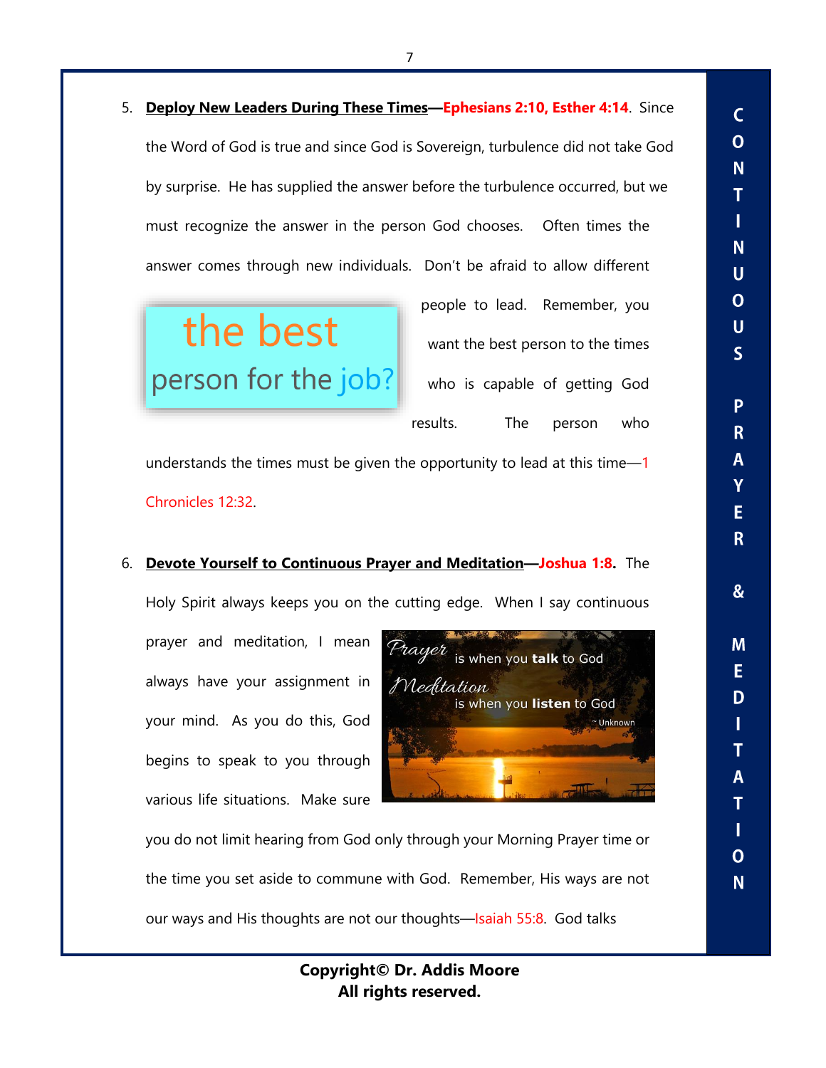5. **<u>Deploy New Leaders During These Times</u>—Ephesians 2:10, Esther 4:14**. Since the Word of God is true and since God is Sovereign, turbulence did not take God by surprise. He has supplied the answer before the turbulence occurred, but we must recognize the answer in the person God chooses. Often times the answer comes through new individuals. Don't be afraid to allow different people to lead. Remember, you want the best person to the times who is capable of getting God results. The person who understands the times must be given the opportunity to lead at this time—1 Chronicles 12:32.

6. **<u>Devote Yourself to Continuous Prayer and Meditation</u>—Joshua 1:8.** The Holy Spirit always keeps you on the cutting edge. When I say continuous prayer and meditation, I mean always have your assignment in your mind. As you do this, God begins to speak to you through various life situations. Make sure you do not limit hearing from God only through your Morning Prayer time or the time you set aside to commune with God. Remember, His ways are not our ways and His thoughts are not our thoughts—Isaiah 55:8. God talks

**Copyright© Dr. Addis Moore**
**All rights reserved.**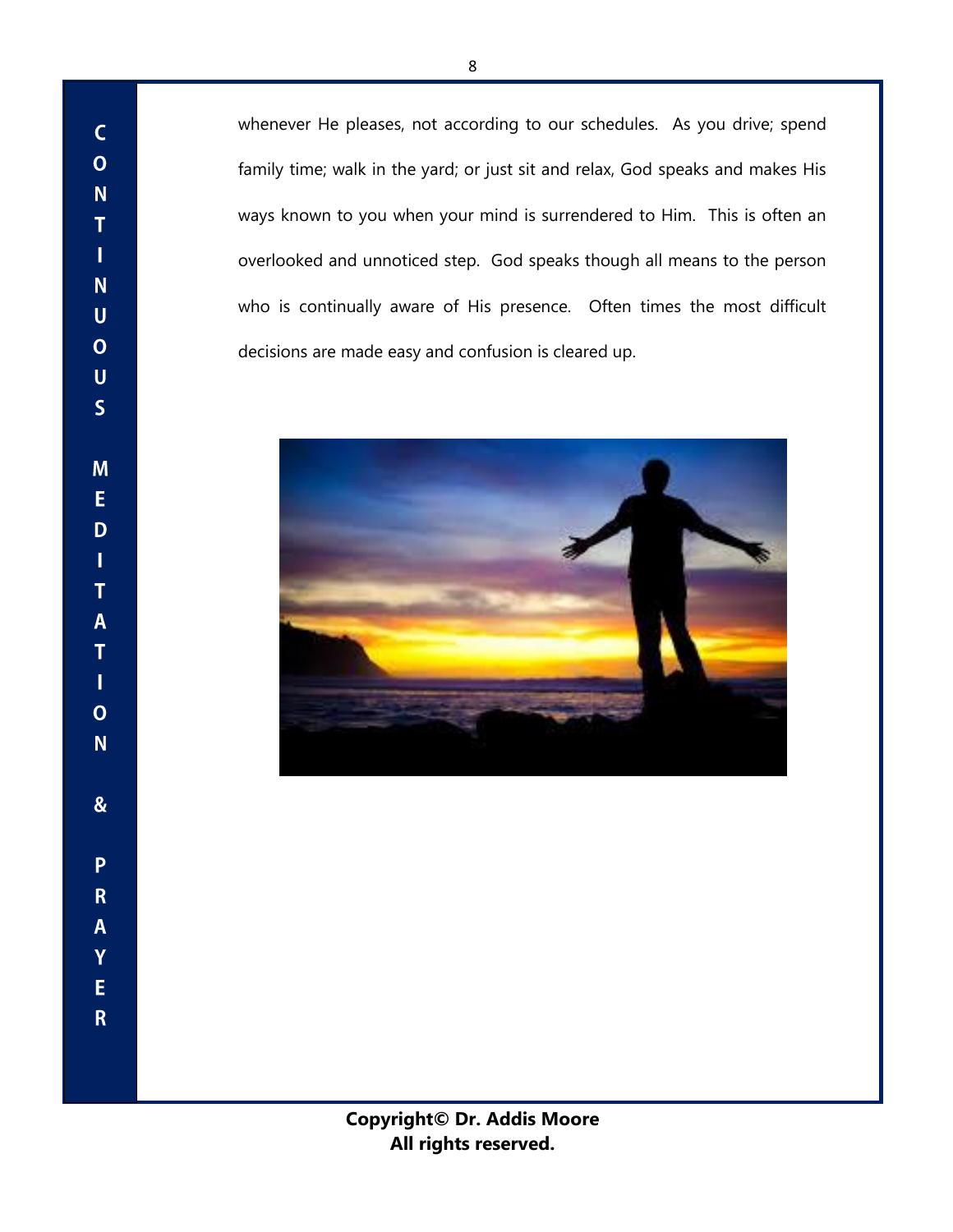whenever He pleases, not according to our schedules. As you drive; spend family time; walk in the yard; or just sit and relax, God speaks and makes His ways known to you when your mind is surrendered to Him. This is often an overlooked and unnoticed step. God speaks though all means to the person who is continually aware of His presence. Often times the most difficult decisions are made easy and confusion is cleared up.